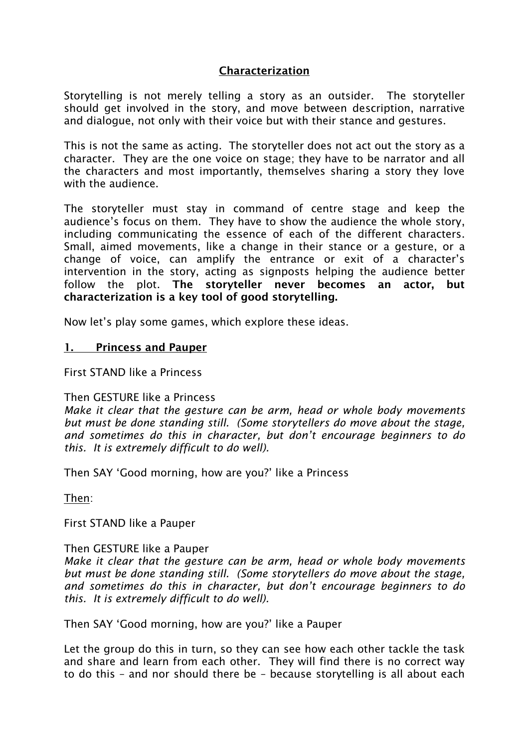# Characterization

Storytelling is not merely telling a story as an outsider. The storyteller should get involved in the story, and move between description, narrative and dialogue, not only with their voice but with their stance and gestures.

This is not the same as acting. The storyteller does not act out the story as a character. They are the one voice on stage; they have to be narrator and all the characters and most importantly, themselves sharing a story they love with the audience.

The storyteller must stay in command of centre stage and keep the audience's focus on them. They have to show the audience the whole story, including communicating the essence of each of the different characters. Small, aimed movements, like a change in their stance or a gesture, or a change of voice, can amplify the entrance or exit of a character's intervention in the story, acting as signposts helping the audience better follow the plot. **The storyteller never becomes an actor, but characterization is a key tool of good storytelling.**

Now let's play some games, which explore these ideas.

## 1. Princess and Pauper

First STAND like a Princess

Then GESTURE like a Princess

*Make it clear that the gesture can be arm, head or whole body movements but must be done standing still. (Some storytellers do move about the stage, and sometimes do this in character, but don't encourage beginners to do this. It is extremely difficult to do well).*

Then SAY 'Good morning, how are you?' like a Princess

Then:

First STAND like a Pauper

Then GESTURE like a Pauper

*Make it clear that the gesture can be arm, head or whole body movements but must be done standing still. (Some storytellers do move about the stage, and sometimes do this in character, but don't encourage beginners to do this. It is extremely difficult to do well).*

Then SAY 'Good morning, how are you?' like a Pauper

Let the group do this in turn, so they can see how each other tackle the task and share and learn from each other. They will find there is no correct way to do this – and nor should there be – because storytelling is all about each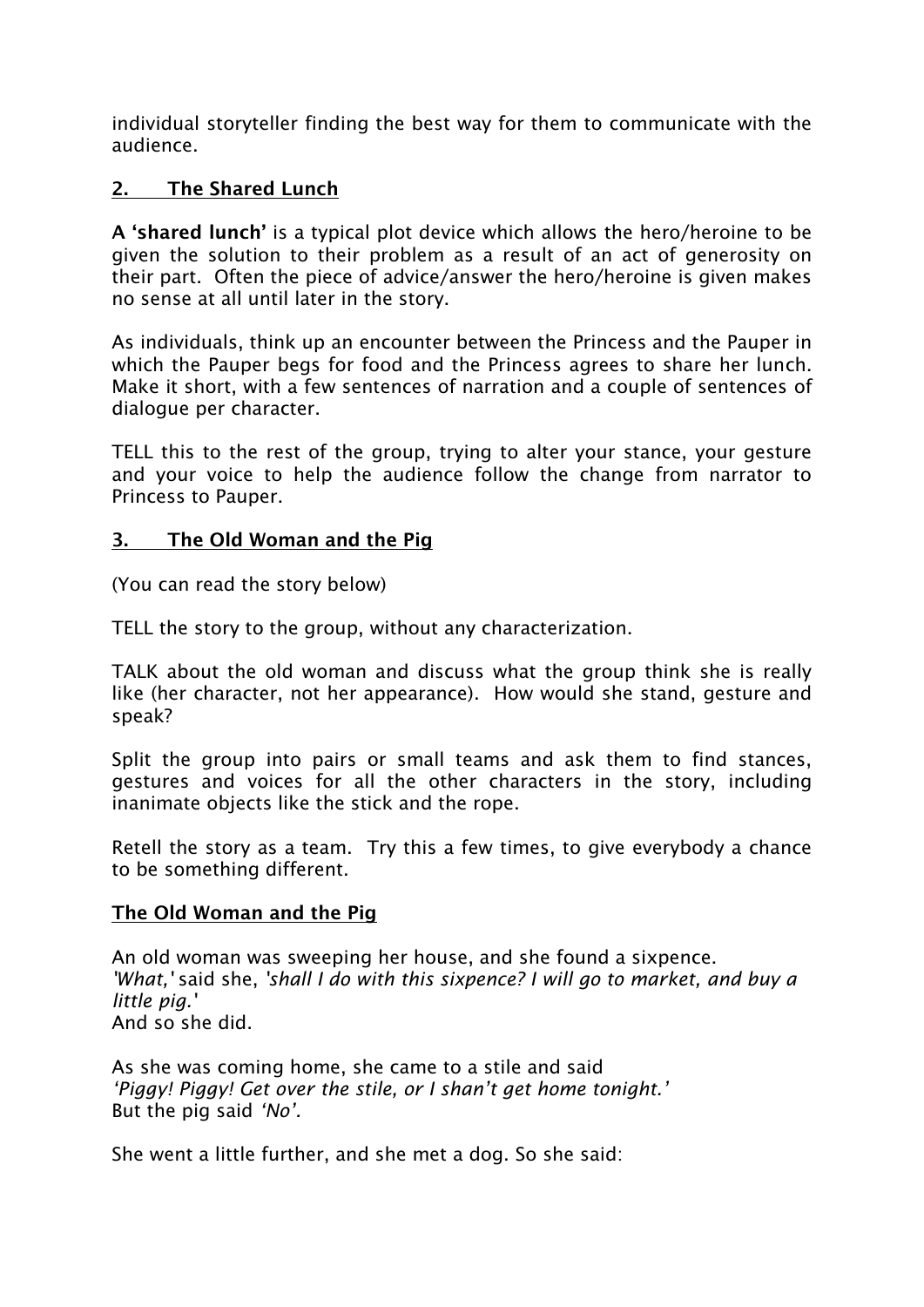individual storyteller finding the best way for them to communicate with the audience.

## 2. The Shared Lunch

**A 'shared lunch'** is a typical plot device which allows the hero/heroine to be given the solution to their problem as a result of an act of generosity on their part. Often the piece of advice/answer the hero/heroine is given makes no sense at all until later in the story.

As individuals, think up an encounter between the Princess and the Pauper in which the Pauper begs for food and the Princess agrees to share her lunch. Make it short, with a few sentences of narration and a couple of sentences of dialogue per character.

TELL this to the rest of the group, trying to alter your stance, your gesture and your voice to help the audience follow the change from narrator to Princess to Pauper.

## 3. The Old Woman and the Pig

(You can read the story below)

TELL the story to the group, without any characterization.

TALK about the old woman and discuss what the group think she is really like (her character, not her appearance). How would she stand, gesture and speak?

Split the group into pairs or small teams and ask them to find stances, gestures and voices for all the other characters in the story, including inanimate objects like the stick and the rope.

Retell the story as a team. Try this a few times, to give everybody a chance to be something different.

### The Old Woman and the Pig

An old woman was sweeping her house, and she found a sixpence.
*'What,'* said she, *'shall I do with this sixpence? I will go to market, and buy a little pig.'*
And so she did.

As she was coming home, she came to a stile and said
*'Piggy! Piggy! Get over the stile, or I shan't get home tonight.'*
But the pig said *'No'.*

She went a little further, and she met a dog. So she said: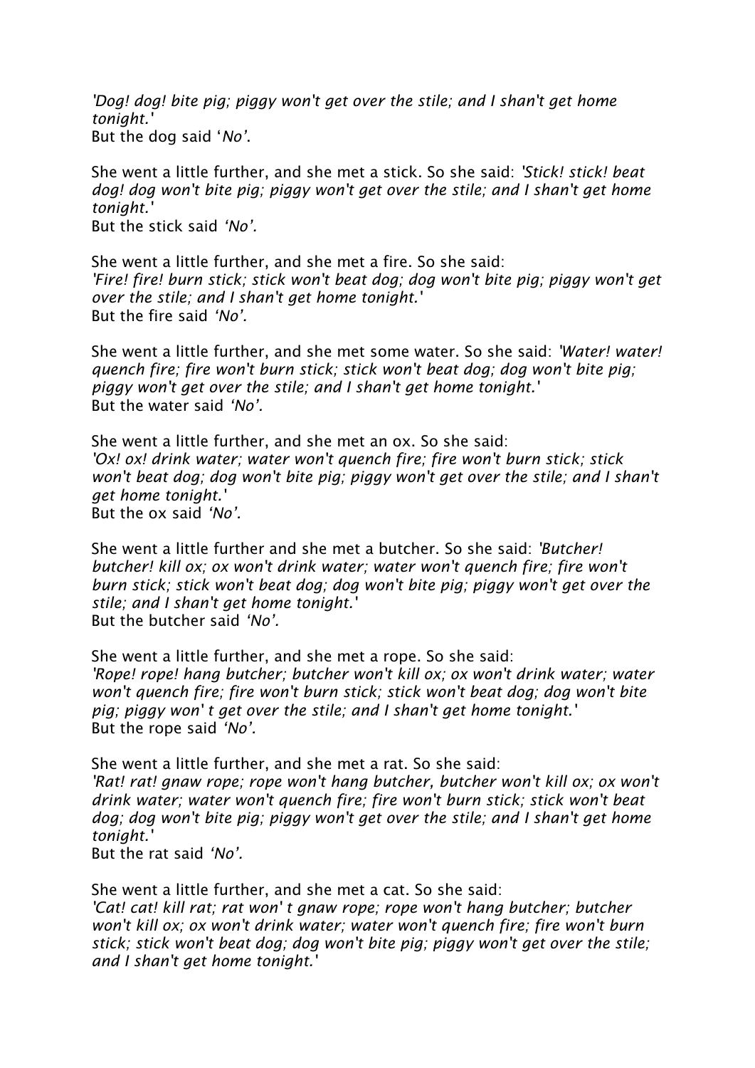*'Dog! dog! bite pig; piggy won't get over the stile; and I shan't get home tonight.'*
But the dog said '*No'*.

She went a little further, and she met a stick. So she said: *'Stick! stick! beat dog! dog won't bite pig; piggy won't get over the stile; and I shan't get home tonight.'*
But the stick said *'No'.*

She went a little further, and she met a fire. So she said:
*'Fire! fire! burn stick; stick won't beat dog; dog won't bite pig; piggy won't get over the stile; and I shan't get home tonight.'*
But the fire said *'No'.*

She went a little further, and she met some water. So she said: *'Water! water! quench fire; fire won't burn stick; stick won't beat dog; dog won't bite pig; piggy won't get over the stile; and I shan't get home tonight.'*
But the water said *'No'.*

She went a little further, and she met an ox. So she said:
*'Ox! ox! drink water; water won't quench fire; fire won't burn stick; stick won't beat dog; dog won't bite pig; piggy won't get over the stile; and I shan't get home tonight.'*
But the ox said *'No'.*

She went a little further and she met a butcher. So she said: *'Butcher! butcher! kill ox; ox won't drink water; water won't quench fire; fire won't burn stick; stick won't beat dog; dog won't bite pig; piggy won't get over the stile; and I shan't get home tonight.'*
But the butcher said *'No'.*

She went a little further, and she met a rope. So she said:
*'Rope! rope! hang butcher; butcher won't kill ox; ox won't drink water; water won't quench fire; fire won't burn stick; stick won't beat dog; dog won't bite pig; piggy won' t get over the stile; and I shan't get home tonight.'*
But the rope said *'No'.*

She went a little further, and she met a rat. So she said:
*'Rat! rat! gnaw rope; rope won't hang butcher, butcher won't kill ox; ox won't drink water; water won't quench fire; fire won't burn stick; stick won't beat dog; dog won't bite pig; piggy won't get over the stile; and I shan't get home tonight.'*
But the rat said *'No'.*

She went a little further, and she met a cat. So she said:
*'Cat! cat! kill rat; rat won' t gnaw rope; rope won't hang butcher; butcher won't kill ox; ox won't drink water; water won't quench fire; fire won't burn stick; stick won't beat dog; dog won't bite pig; piggy won't get over the stile; and I shan't get home tonight.'*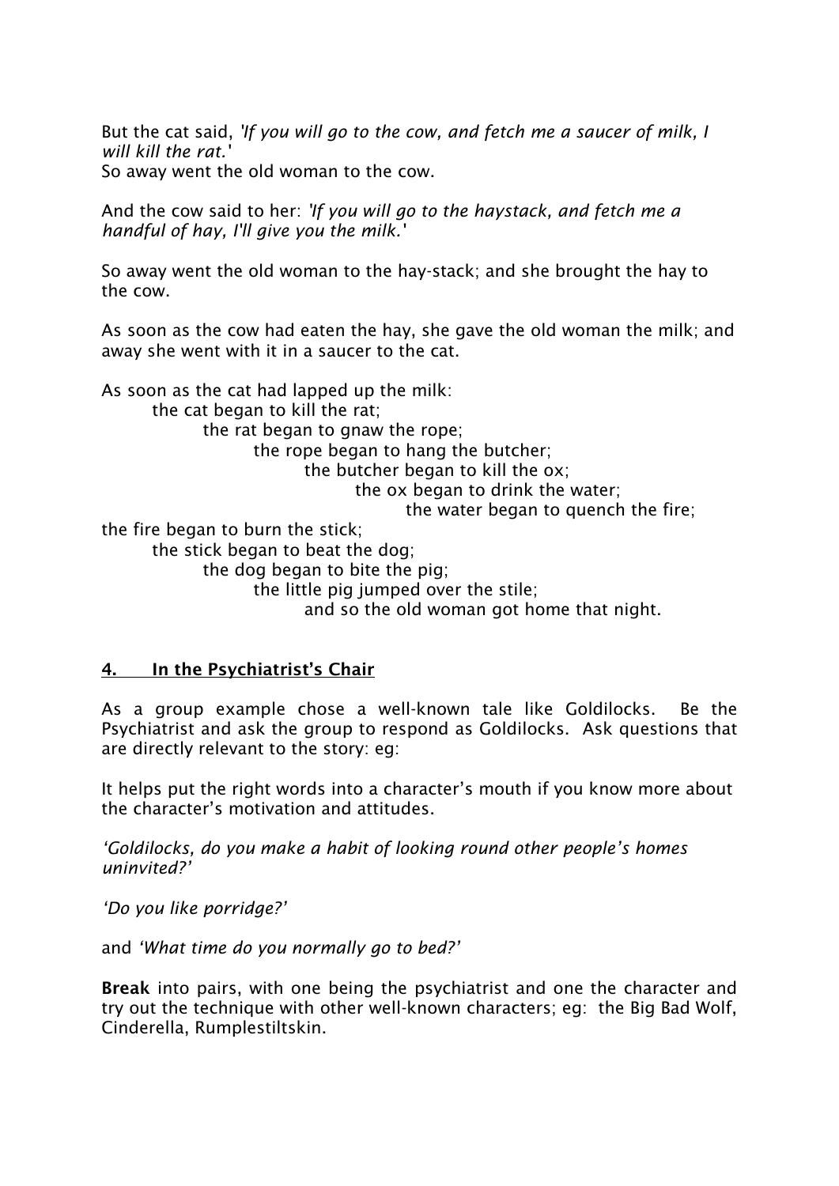But the cat said, *'If you will go to the cow, and fetch me a saucer of milk, I will kill the rat.'*
So away went the old woman to the cow.

And the cow said to her: *'If you will go to the haystack, and fetch me a handful of hay, I'll give you the milk.'*

So away went the old woman to the hay-stack; and she brought the hay to the cow.

As soon as the cow had eaten the hay, she gave the old woman the milk; and away she went with it in a saucer to the cat.

As soon as the cat had lapped up the milk:
the cat began to kill the rat;
the rat began to gnaw the rope;
the rope began to hang the butcher;
the butcher began to kill the ox;
the ox began to drink the water;
the water began to quench the fire;
the fire began to burn the stick;
the stick began to beat the dog;
the dog began to bite the pig;
the little pig jumped over the stile;
and so the old woman got home that night.

## 4. In the Psychiatrist's Chair

As a group example chose a well-known tale like Goldilocks. Be the Psychiatrist and ask the group to respond as Goldilocks. Ask questions that are directly relevant to the story: eg:

It helps put the right words into a character's mouth if you know more about the character's motivation and attitudes.

*'Goldilocks, do you make a habit of looking round other people's homes uninvited?'*

*'Do you like porridge?'*

and *'What time do you normally go to bed?'*

**Break** into pairs, with one being the psychiatrist and one the character and try out the technique with other well-known characters; eg: the Big Bad Wolf, Cinderella, Rumplestiltskin.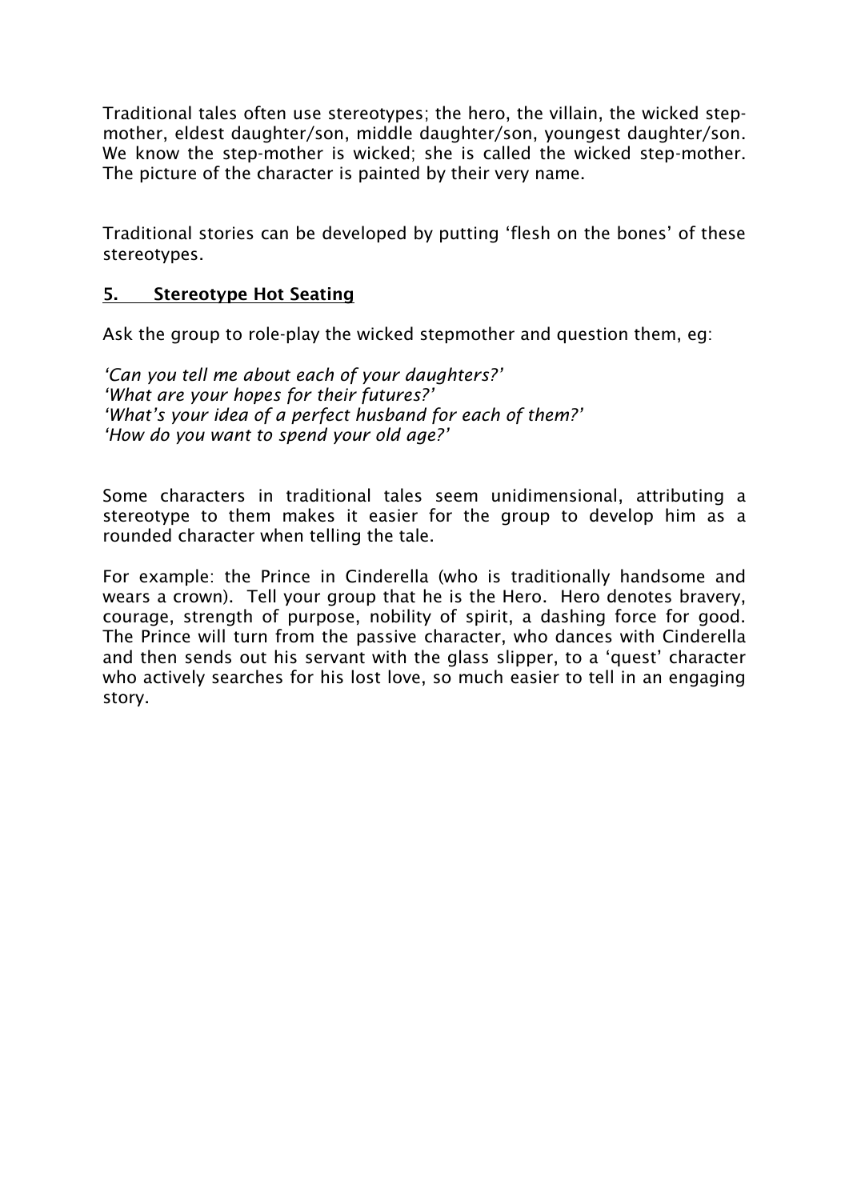Traditional tales often use stereotypes; the hero, the villain, the wicked step-mother, eldest daughter/son, middle daughter/son, youngest daughter/son. We know the step-mother is wicked; she is called the wicked step-mother. The picture of the character is painted by their very name.

Traditional stories can be developed by putting 'flesh on the bones' of these stereotypes.

## 5. Stereotype Hot Seating

Ask the group to role-play the wicked stepmother and question them, eg:

*'Can you tell me about each of your daughters?'*
*'What are your hopes for their futures?'*
*'What's your idea of a perfect husband for each of them?'*
*'How do you want to spend your old age?'*

Some characters in traditional tales seem unidimensional, attributing a stereotype to them makes it easier for the group to develop him as a rounded character when telling the tale.

For example: the Prince in Cinderella (who is traditionally handsome and wears a crown). Tell your group that he is the Hero. Hero denotes bravery, courage, strength of purpose, nobility of spirit, a dashing force for good. The Prince will turn from the passive character, who dances with Cinderella and then sends out his servant with the glass slipper, to a 'quest' character who actively searches for his lost love, so much easier to tell in an engaging story.